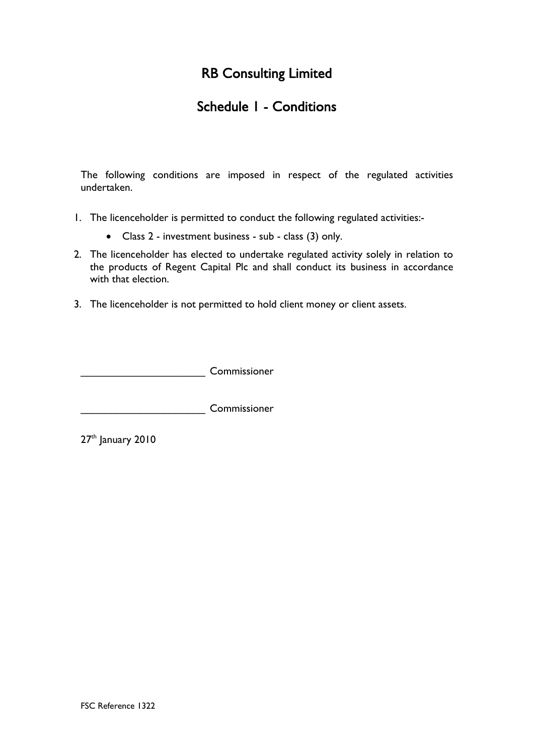# RB Consulting Limited

## Schedule 1 - Conditions

The following conditions are imposed in respect of the regulated activities undertaken.

1. The licenceholder is permitted to conduct the following regulated activities:-
    - Class 2 - investment business - sub - class (3) only.
2. The licenceholder has elected to undertake regulated activity solely in relation to the products of Regent Capital Plc and shall conduct its business in accordance with that election.
3. The licenceholder is not permitted to hold client money or client assets.

_____________________ Commissioner

_____________________ Commissioner

27th January 2010

FSC Reference 1322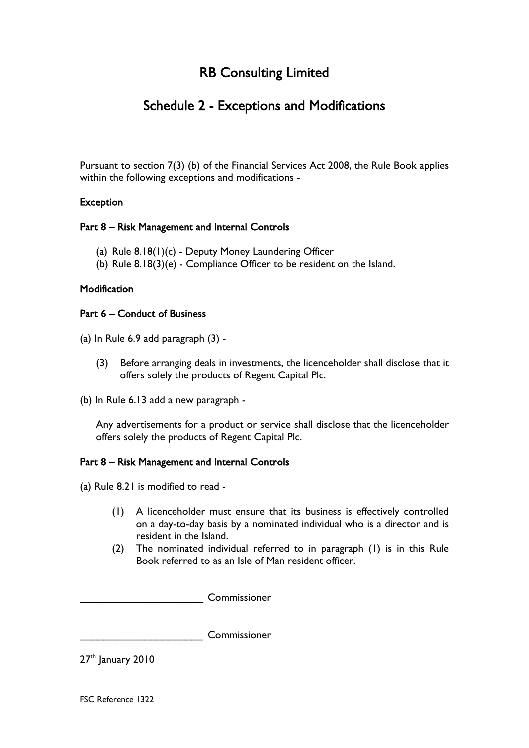# RB Consulting Limited

## Schedule 2 - Exceptions and Modifications

Pursuant to section 7(3) (b) of the Financial Services Act 2008, the Rule Book applies within the following exceptions and modifications -

**Exception**

**Part 8 – Risk Management and Internal Controls**

(a) Rule 8.18(1)(c) - Deputy Money Laundering Officer
(b) Rule 8.18(3)(e) - Compliance Officer to be resident on the Island.

**Modification**

**Part 6 – Conduct of Business**

(a) In Rule 6.9 add paragraph (3) -

> (3) Before arranging deals in investments, the licenceholder shall disclose that it offers solely the products of Regent Capital Plc.

(b) In Rule 6.13 add a new paragraph -

> Any advertisements for a product or service shall disclose that the licenceholder offers solely the products of Regent Capital Plc.

**Part 8 – Risk Management and Internal Controls**

(a) Rule 8.21 is modified to read -

> (1) A licenceholder must ensure that its business is effectively controlled on a day-to-day basis by a nominated individual who is a director and is resident in the Island.
> (2) The nominated individual referred to in paragraph (1) is in this Rule Book referred to as an Isle of Man resident officer.

______________________ Commissioner

______________________ Commissioner

27th January 2010

FSC Reference 1322